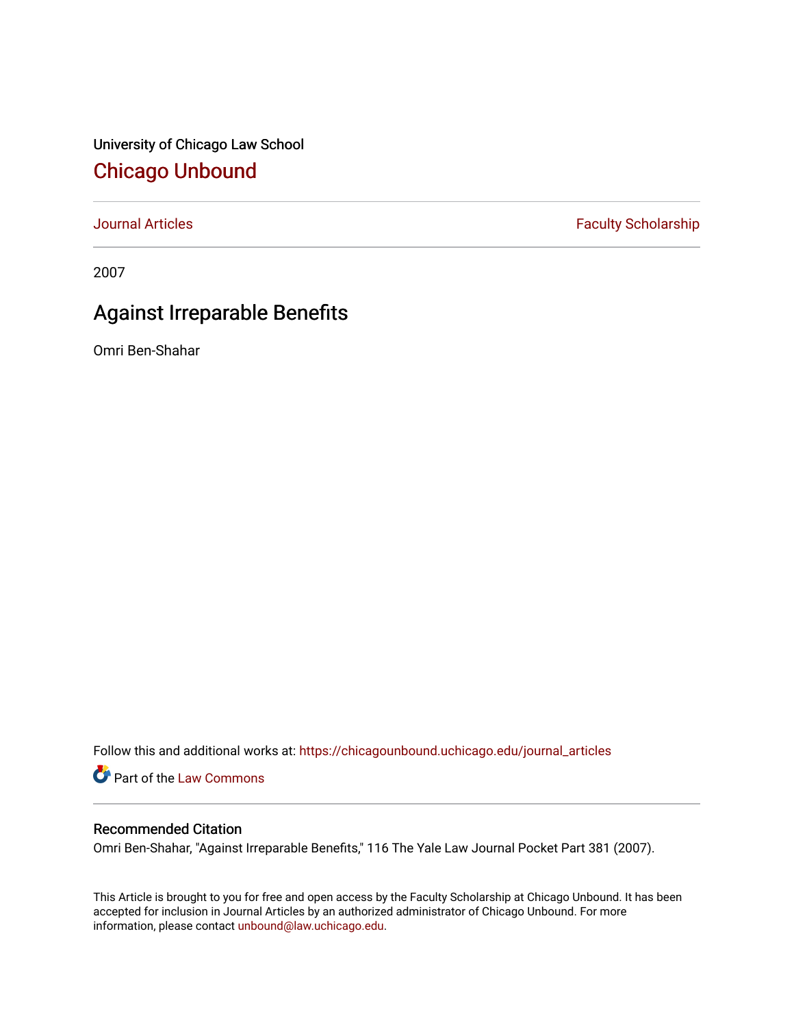University of Chicago Law School

# Chicago Unbound

Journal Articles | Faculty Scholarship

2007

## Against Irreparable Benefits

Omri Ben-Shahar

Follow this and additional works at: https://chicagounbound.uchicago.edu/journal_articles

Part of the Law Commons

### Recommended Citation

Omri Ben-Shahar, "Against Irreparable Benefits," 116 The Yale Law Journal Pocket Part 381 (2007).

This Article is brought to you for free and open access by the Faculty Scholarship at Chicago Unbound. It has been accepted for inclusion in Journal Articles by an authorized administrator of Chicago Unbound. For more information, please contact unbound@law.uchicago.edu.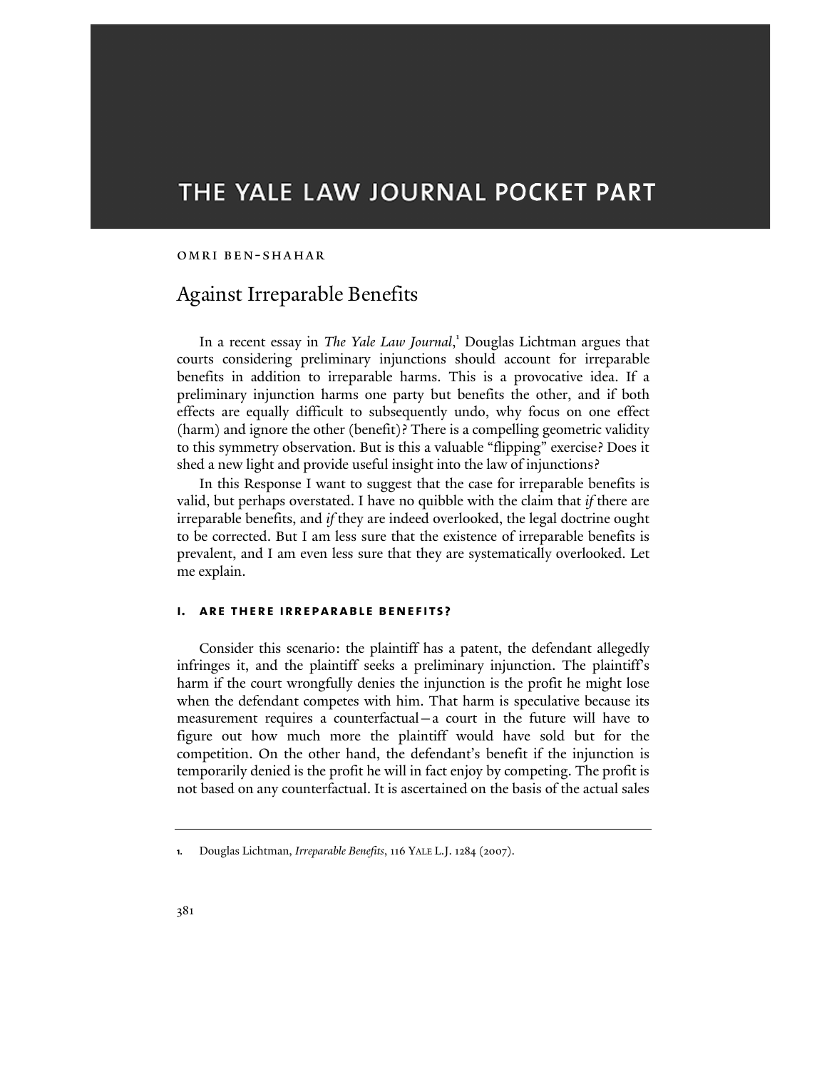# THE YALE LAW JOURNAL POCKET PART

OMRI BEN-SHAHAR

## Against Irreparable Benefits

In a recent essay in *The Yale Law Journal*,[1] Douglas Lichtman argues that courts considering preliminary injunctions should account for irreparable benefits in addition to irreparable harms. This is a provocative idea. If a preliminary injunction harms one party but benefits the other, and if both effects are equally difficult to subsequently undo, why focus on one effect (harm) and ignore the other (benefit)? There is a compelling geometric validity to this symmetry observation. But is this a valuable "flipping" exercise? Does it shed a new light and provide useful insight into the law of injunctions?

In this Response I want to suggest that the case for irreparable benefits is valid, but perhaps overstated. I have no quibble with the claim that *if* there are irreparable benefits, and *if* they are indeed overlooked, the legal doctrine ought to be corrected. But I am less sure that the existence of irreparable benefits is prevalent, and I am even less sure that they are systematically overlooked. Let me explain.

### I. ARE THERE IRREPARABLE BENEFITS?

Consider this scenario: the plaintiff has a patent, the defendant allegedly infringes it, and the plaintiff seeks a preliminary injunction. The plaintiff's harm if the court wrongfully denies the injunction is the profit he might lose when the defendant competes with him. That harm is speculative because its measurement requires a counterfactual—a court in the future will have to figure out how much more the plaintiff would have sold but for the competition. On the other hand, the defendant's benefit if the injunction is temporarily denied is the profit he will in fact enjoy by competing. The profit is not based on any counterfactual. It is ascertained on the basis of the actual sales

---

1. Douglas Lichtman, *Irreparable Benefits*, 116 YALE L.J. 1284 (2007).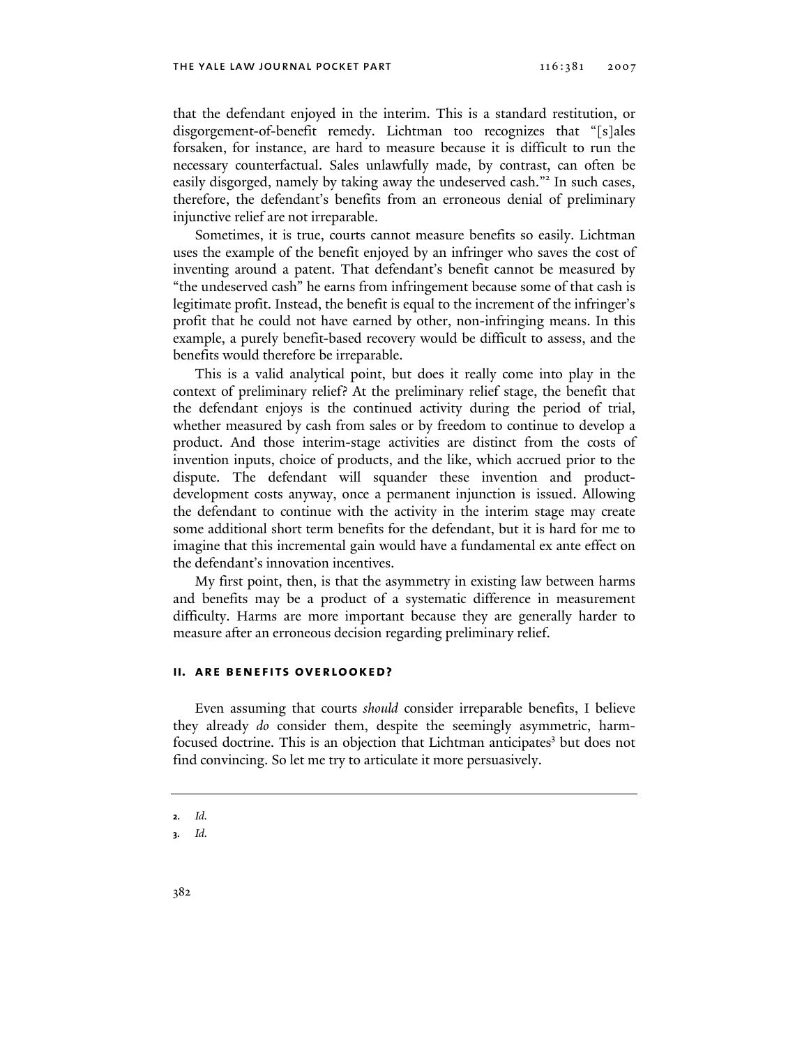that the defendant enjoyed in the interim. This is a standard restitution, or disgorgement-of-benefit remedy. Lichtman too recognizes that "[s]ales forsaken, for instance, are hard to measure because it is difficult to run the necessary counterfactual. Sales unlawfully made, by contrast, can often be easily disgorged, namely by taking away the undeserved cash."[2] In such cases, therefore, the defendant's benefits from an erroneous denial of preliminary injunctive relief are not irreparable.

Sometimes, it is true, courts cannot measure benefits so easily. Lichtman uses the example of the benefit enjoyed by an infringer who saves the cost of inventing around a patent. That defendant's benefit cannot be measured by "the undeserved cash" he earns from infringement because some of that cash is legitimate profit. Instead, the benefit is equal to the increment of the infringer's profit that he could not have earned by other, non-infringing means. In this example, a purely benefit-based recovery would be difficult to assess, and the benefits would therefore be irreparable.

This is a valid analytical point, but does it really come into play in the context of preliminary relief? At the preliminary relief stage, the benefit that the defendant enjoys is the continued activity during the period of trial, whether measured by cash from sales or by freedom to continue to develop a product. And those interim-stage activities are distinct from the costs of invention inputs, choice of products, and the like, which accrued prior to the dispute. The defendant will squander these invention and product-development costs anyway, once a permanent injunction is issued. Allowing the defendant to continue with the activity in the interim stage may create some additional short term benefits for the defendant, but it is hard for me to imagine that this incremental gain would have a fundamental ex ante effect on the defendant's innovation incentives.

My first point, then, is that the asymmetry in existing law between harms and benefits may be a product of a systematic difference in measurement difficulty. Harms are more important because they are generally harder to measure after an erroneous decision regarding preliminary relief.

## II. Are Benefits Overlooked?

Even assuming that courts *should* consider irreparable benefits, I believe they already *do* consider them, despite the seemingly asymmetric, harm-focused doctrine. This is an objection that Lichtman anticipates[3] but does not find convincing. So let me try to articulate it more persuasively.

---

2. *Id.*

3. *Id.*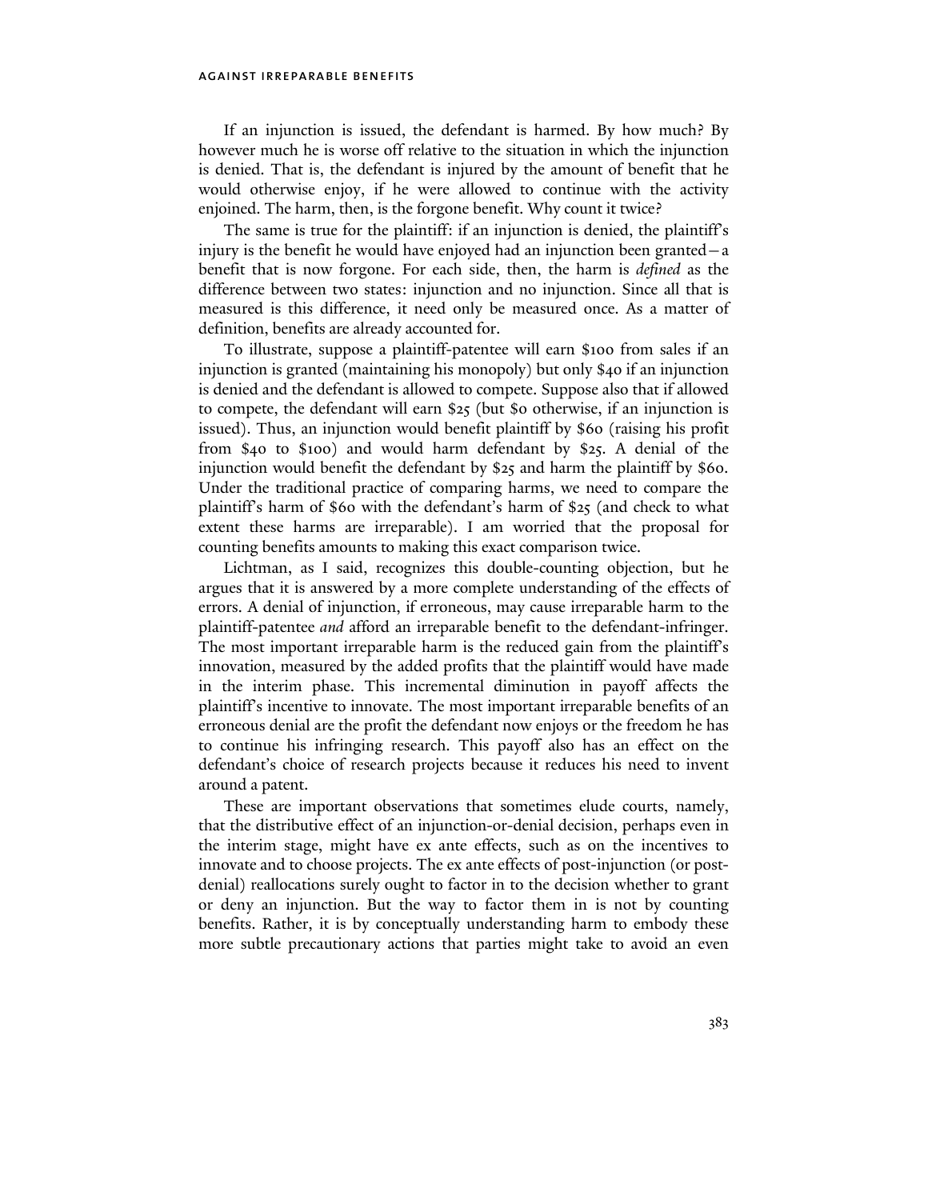If an injunction is issued, the defendant is harmed. By how much? By however much he is worse off relative to the situation in which the injunction is denied. That is, the defendant is injured by the amount of benefit that he would otherwise enjoy, if he were allowed to continue with the activity enjoined. The harm, then, is the forgone benefit. Why count it twice?

The same is true for the plaintiff: if an injunction is denied, the plaintiff's injury is the benefit he would have enjoyed had an injunction been granted—a benefit that is now forgone. For each side, then, the harm is *defined* as the difference between two states: injunction and no injunction. Since all that is measured is this difference, it need only be measured once. As a matter of definition, benefits are already accounted for.

To illustrate, suppose a plaintiff-patentee will earn $100 from sales if an injunction is granted (maintaining his monopoly) but only $40 if an injunction is denied and the defendant is allowed to compete. Suppose also that if allowed to compete, the defendant will earn $25 (but $0 otherwise, if an injunction is issued). Thus, an injunction would benefit plaintiff by $60 (raising his profit from $40 to $100) and would harm defendant by $25. A denial of the injunction would benefit the defendant by $25 and harm the plaintiff by $60. Under the traditional practice of comparing harms, we need to compare the plaintiff's harm of $60 with the defendant's harm of $25 (and check to what extent these harms are irreparable). I am worried that the proposal for counting benefits amounts to making this exact comparison twice.

Lichtman, as I said, recognizes this double-counting objection, but he argues that it is answered by a more complete understanding of the effects of errors. A denial of injunction, if erroneous, may cause irreparable harm to the plaintiff-patentee *and* afford an irreparable benefit to the defendant-infringer. The most important irreparable harm is the reduced gain from the plaintiff's innovation, measured by the added profits that the plaintiff would have made in the interim phase. This incremental diminution in payoff affects the plaintiff's incentive to innovate. The most important irreparable benefits of an erroneous denial are the profit the defendant now enjoys or the freedom he has to continue his infringing research. This payoff also has an effect on the defendant's choice of research projects because it reduces his need to invent around a patent.

These are important observations that sometimes elude courts, namely, that the distributive effect of an injunction-or-denial decision, perhaps even in the interim stage, might have ex ante effects, such as on the incentives to innovate and to choose projects. The ex ante effects of post-injunction (or post-denial) reallocations surely ought to factor in to the decision whether to grant or deny an injunction. But the way to factor them in is not by counting benefits. Rather, it is by conceptually understanding harm to embody these more subtle precautionary actions that parties might take to avoid an even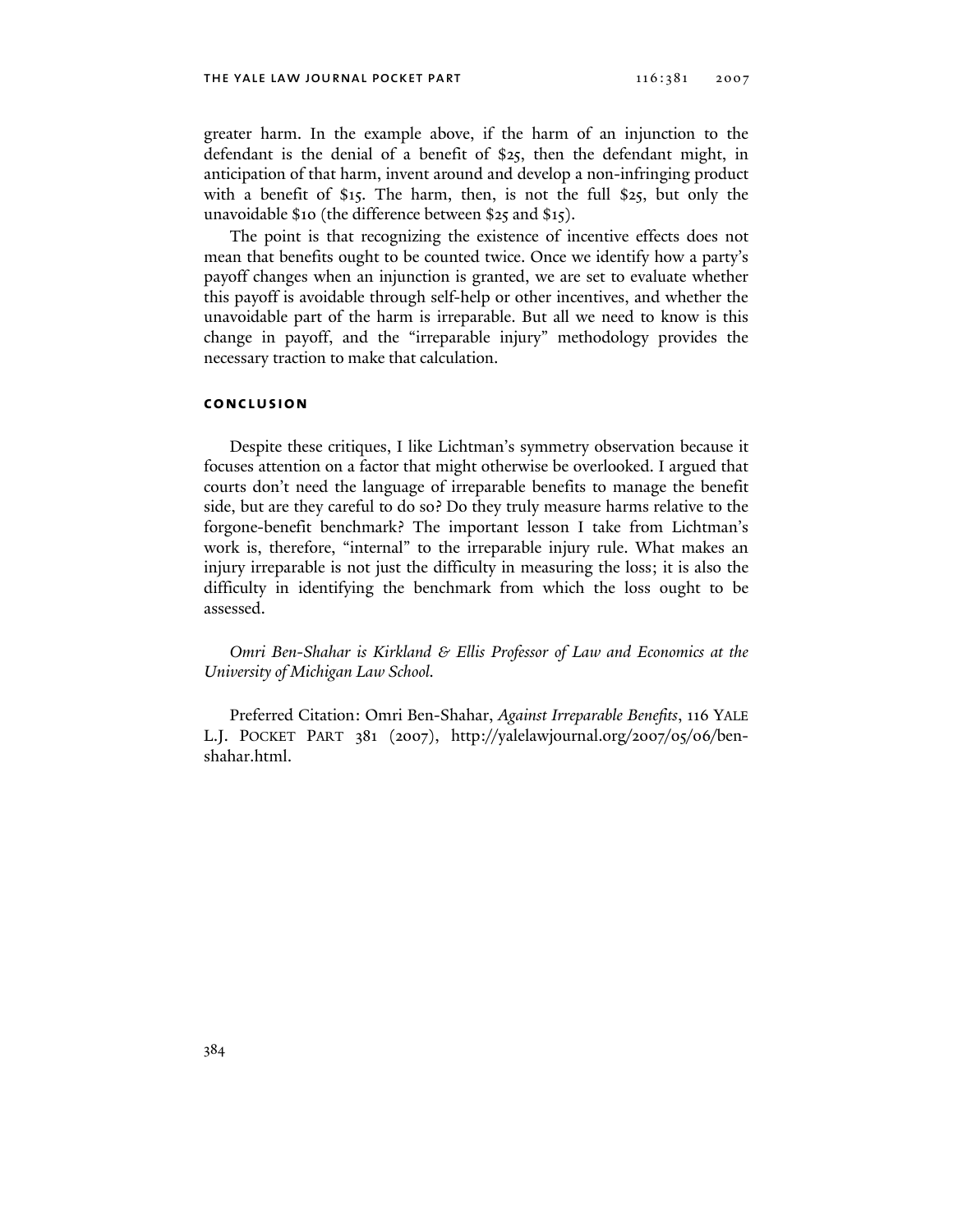greater harm. In the example above, if the harm of an injunction to the defendant is the denial of a benefit of $25, then the defendant might, in anticipation of that harm, invent around and develop a non-infringing product with a benefit of $15. The harm, then, is not the full $25, but only the unavoidable $10 (the difference between $25 and $15).

The point is that recognizing the existence of incentive effects does not mean that benefits ought to be counted twice. Once we identify how a party's payoff changes when an injunction is granted, we are set to evaluate whether this payoff is avoidable through self-help or other incentives, and whether the unavoidable part of the harm is irreparable. But all we need to know is this change in payoff, and the "irreparable injury" methodology provides the necessary traction to make that calculation.

## CONCLUSION

Despite these critiques, I like Lichtman's symmetry observation because it focuses attention on a factor that might otherwise be overlooked. I argued that courts don't need the language of irreparable benefits to manage the benefit side, but are they careful to do so? Do they truly measure harms relative to the forgone-benefit benchmark? The important lesson I take from Lichtman's work is, therefore, "internal" to the irreparable injury rule. What makes an injury irreparable is not just the difficulty in measuring the loss; it is also the difficulty in identifying the benchmark from which the loss ought to be assessed.

*Omri Ben-Shahar is Kirkland & Ellis Professor of Law and Economics at the University of Michigan Law School.*

Preferred Citation: Omri Ben-Shahar, *Against Irreparable Benefits*, 116 YALE L.J. POCKET PART 381 (2007), http://yalelawjournal.org/2007/05/06/ben-shahar.html.